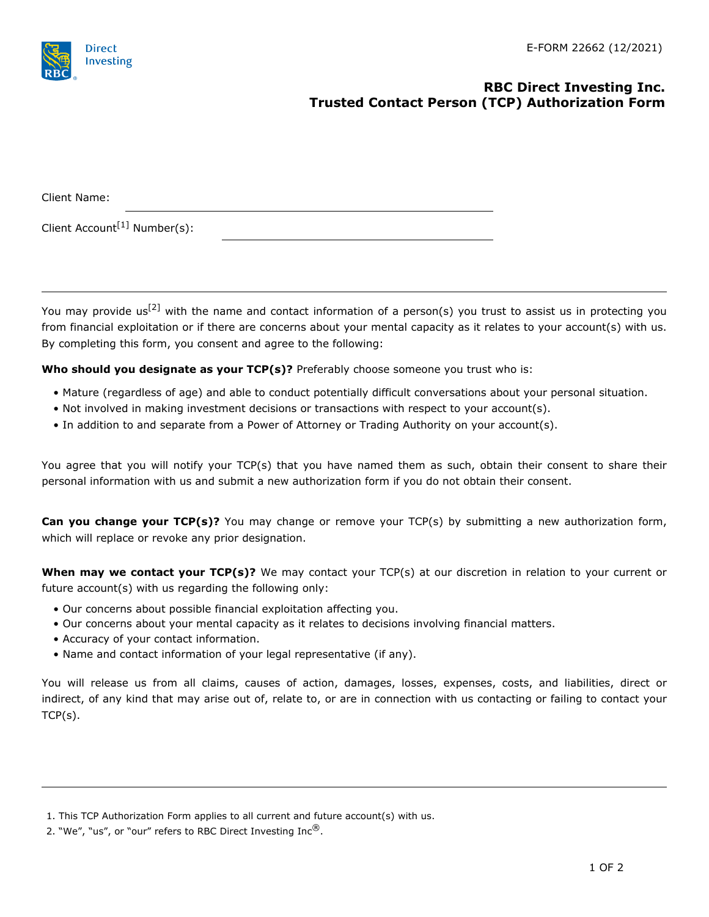E-FORM 22662 (12/2021)

# RBC Direct Investing Inc.
## Trusted Contact Person (TCP) Authorization Form

Client Name: ______________________________

Client Account[1] Number(s): ______________________________

---

You may provide us[2] with the name and contact information of a person(s) you trust to assist us in protecting you from financial exploitation or if there are concerns about your mental capacity as it relates to your account(s) with us. By completing this form, you consent and agree to the following:

**Who should you designate as your TCP(s)?** Preferably choose someone you trust who is:

- Mature (regardless of age) and able to conduct potentially difficult conversations about your personal situation.
- Not involved in making investment decisions or transactions with respect to your account(s).
- In addition to and separate from a Power of Attorney or Trading Authority on your account(s).

You agree that you will notify your TCP(s) that you have named them as such, obtain their consent to share their personal information with us and submit a new authorization form if you do not obtain their consent.

**Can you change your TCP(s)?** You may change or remove your TCP(s) by submitting a new authorization form, which will replace or revoke any prior designation.

**When may we contact your TCP(s)?** We may contact your TCP(s) at our discretion in relation to your current or future account(s) with us regarding the following only:

- Our concerns about possible financial exploitation affecting you.
- Our concerns about your mental capacity as it relates to decisions involving financial matters.
- Accuracy of your contact information.
- Name and contact information of your legal representative (if any).

You will release us from all claims, causes of action, damages, losses, expenses, costs, and liabilities, direct or indirect, of any kind that may arise out of, relate to, or are in connection with us contacting or failing to contact your TCP(s).

---

1. This TCP Authorization Form applies to all current and future account(s) with us.
2. "We", "us", or "our" refers to RBC Direct Investing Inc®.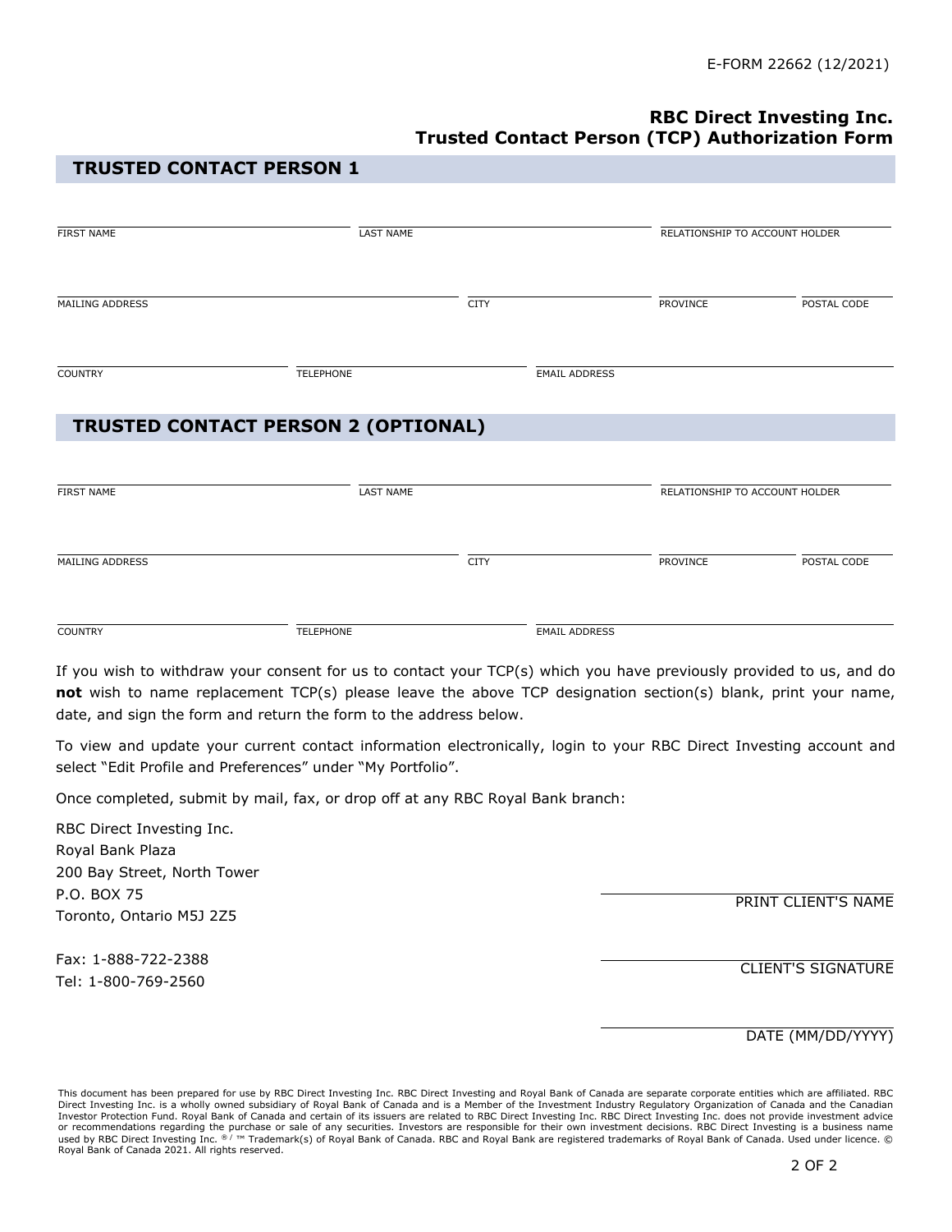E-FORM 22662 (12/2021)

**RBC Direct Investing Inc.**
**Trusted Contact Person (TCP) Authorization Form**

## TRUSTED CONTACT PERSON 1

FIRST NAME

LAST NAME

RELATIONSHIP TO ACCOUNT HOLDER

MAILING ADDRESS

CITY

PROVINCE

POSTAL CODE

COUNTRY

TELEPHONE

EMAIL ADDRESS

## TRUSTED CONTACT PERSON 2 (OPTIONAL)

FIRST NAME

LAST NAME

RELATIONSHIP TO ACCOUNT HOLDER

MAILING ADDRESS

CITY

PROVINCE

POSTAL CODE

COUNTRY

TELEPHONE

EMAIL ADDRESS

If you wish to withdraw your consent for us to contact your TCP(s) which you have previously provided to us, and do **not** wish to name replacement TCP(s) please leave the above TCP designation section(s) blank, print your name, date, and sign the form and return the form to the address below.

To view and update your current contact information electronically, login to your RBC Direct Investing account and select "Edit Profile and Preferences" under "My Portfolio".

Once completed, submit by mail, fax, or drop off at any RBC Royal Bank branch:

RBC Direct Investing Inc.
Royal Bank Plaza
200 Bay Street, North Tower
P.O. BOX 75
Toronto, Ontario M5J 2Z5

Fax: 1-888-722-2388
Tel: 1-800-769-2560

PRINT CLIENT'S NAME

CLIENT'S SIGNATURE

DATE (MM/DD/YYYY)

This document has been prepared for use by RBC Direct Investing Inc. RBC Direct Investing and Royal Bank of Canada are separate corporate entities which are affiliated. RBC Direct Investing Inc. is a wholly owned subsidiary of Royal Bank of Canada and is a Member of the Investment Industry Regulatory Organization of Canada and the Canadian Investor Protection Fund. Royal Bank of Canada and certain of its issuers are related to RBC Direct Investing Inc. RBC Direct Investing Inc. does not provide investment advice or recommendations regarding the purchase or sale of any securities. Investors are responsible for their own investment decisions. RBC Direct Investing is a business name used by RBC Direct Investing Inc. ® / ™ Trademark(s) of Royal Bank of Canada. RBC and Royal Bank are registered trademarks of Royal Bank of Canada. Used under licence. © Royal Bank of Canada 2021. All rights reserved.